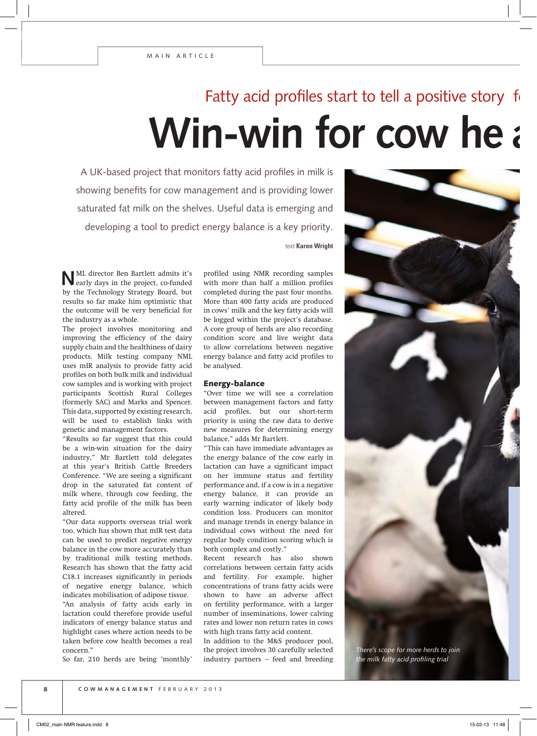Fatty acid profiles start to tell a positive story f

# Win-win for cow he a

A UK-based project that monitors fatty acid profiles in milk is showing benefits for cow management and is providing lower saturated fat milk on the shelves. Useful data is emerging and developing a tool to predict energy balance is a key priority.

text **Karen Wright**

NML director Ben Bartlett admits it's early days in the project, co-funded by the Technology Strategy Board, but results so far make him optimistic that the outcome will be very beneficial for the industry as a whole.

The project involves monitoring and improving the efficiency of the dairy supply chain and the healthiness of dairy products. Milk testing company NML uses mIR analysis to provide fatty acid profiles on both bulk milk and individual cow samples and is working with project participants Scottish Rural Colleges (formerly SAC) and Marks and Spencer. This data, supported by existing research, will be used to establish links with genetic and management factors.

"Results so far suggest that this could be a win-win situation for the dairy industry," Mr Bartlett told delegates at this year's British Cattle Breeders Conference. "We are seeing a significant drop in the saturated fat content of milk where, through cow feeding, the fatty acid profile of the milk has been altered.

"Our data supports overseas trial work too, which has shown that mIR test data can be used to predict negative energy balance in the cow more accurately than by traditional milk testing methods. Research has shown that the fatty acid C18.1 increases significantly in periods of negative energy balance, which indicates mobilisation of adipose tissue.

"An analysis of fatty acids early in lactation could therefore provide useful indicators of energy balance status and highlight cases where action needs to be taken before cow health becomes a real concern."

So far, 210 herds are being 'monthly' profiled using NMR recording samples with more than half a million profiles completed during the past four months. More than 400 fatty acids are produced in cows' milk and the key fatty acids will be logged within the project's database. A core group of herds are also recording condition score and live weight data to allow correlations between negative energy balance and fatty acid profiles to be analysed.

## Energy-balance

"Over time we will see a correlation between management factors and fatty acid profiles, but our short-term priority is using the raw data to derive new measures for determining energy balance," adds Mr Bartlett.

"This can have immediate advantages as the energy balance of the cow early in lactation can have a significant impact on her immune status and fertility performance and, if a cow is in a negative energy balance, it can provide an early warning indicator of likely body condition loss. Producers can monitor and manage trends in energy balance in individual cows without the need for regular body condition scoring which is both complex and costly."

Recent research has also shown correlations between certain fatty acids and fertility. For example, higher concentrations of trans fatty acids were shown to have an adverse affect on fertility performance, with a larger number of inseminations, lower calving rates and lower non return rates in cows with high trans fatty acid content.

In addition to the M&S producer pool, the project involves 30 carefully selected industry partners – feed and breeding

*There's scope for more herds to join the milk fatty acid profiling trial*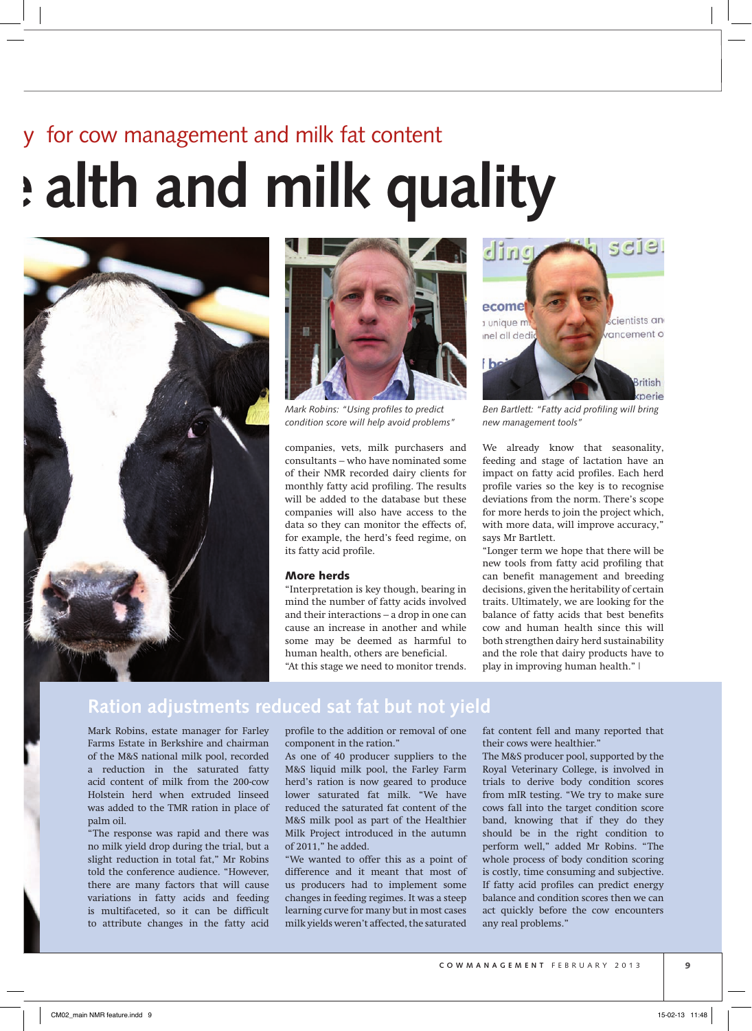# y for cow management and milk fat content

# alth and milk quality

*Mark Robins: "Using profiles to predict condition score will help avoid problems"*

*Ben Bartlett: "Fatty acid profiling will bring new management tools"*

companies, vets, milk purchasers and consultants – who have nominated some of their NMR recorded dairy clients for monthly fatty acid profiling. The results will be added to the database but these companies will also have access to the data so they can monitor the effects of, for example, the herd's feed regime, on its fatty acid profile.

### More herds

"Interpretation is key though, bearing in mind the number of fatty acids involved and their interactions – a drop in one can cause an increase in another and while some may be deemed as harmful to human health, others are beneficial.

"At this stage we need to monitor trends. We already know that seasonality, feeding and stage of lactation have an impact on fatty acid profiles. Each herd profile varies so the key is to recognise deviations from the norm. There's scope for more herds to join the project which, with more data, will improve accuracy," says Mr Bartlett.

"Longer term we hope that there will be new tools from fatty acid profiling that can benefit management and breeding decisions, given the heritability of certain traits. Ultimately, we are looking for the balance of fatty acids that best benefits cow and human health since this will both strengthen dairy herd sustainability and the role that dairy products have to play in improving human health."

## Ration adjustments reduced sat fat but not yield

Mark Robins, estate manager for Farley Farms Estate in Berkshire and chairman of the M&S national milk pool, recorded a reduction in the saturated fatty acid content of milk from the 200-cow Holstein herd when extruded linseed was added to the TMR ration in place of palm oil.

"The response was rapid and there was no milk yield drop during the trial, but a slight reduction in total fat," Mr Robins told the conference audience. "However, there are many factors that will cause variations in fatty acids and feeding is multifaceted, so it can be difficult to attribute changes in the fatty acid profile to the addition or removal of one component in the ration."

As one of 40 producer suppliers to the M&S liquid milk pool, the Farley Farm herd's ration is now geared to produce lower saturated fat milk. "We have reduced the saturated fat content of the M&S milk pool as part of the Healthier Milk Project introduced in the autumn of 2011," he added.

"We wanted to offer this as a point of difference and it meant that most of us producers had to implement some changes in feeding regimes. It was a steep learning curve for many but in most cases milk yields weren't affected, the saturated fat content fell and many reported that their cows were healthier."

The M&S producer pool, supported by the Royal Veterinary College, is involved in trials to derive body condition scores from mIR testing. "We try to make sure cows fall into the target condition score band, knowing that if they do they should be in the right condition to perform well," added Mr Robins. "The whole process of body condition scoring is costly, time consuming and subjective. If fatty acid profiles can predict energy balance and condition scores then we can act quickly before the cow encounters any real problems."